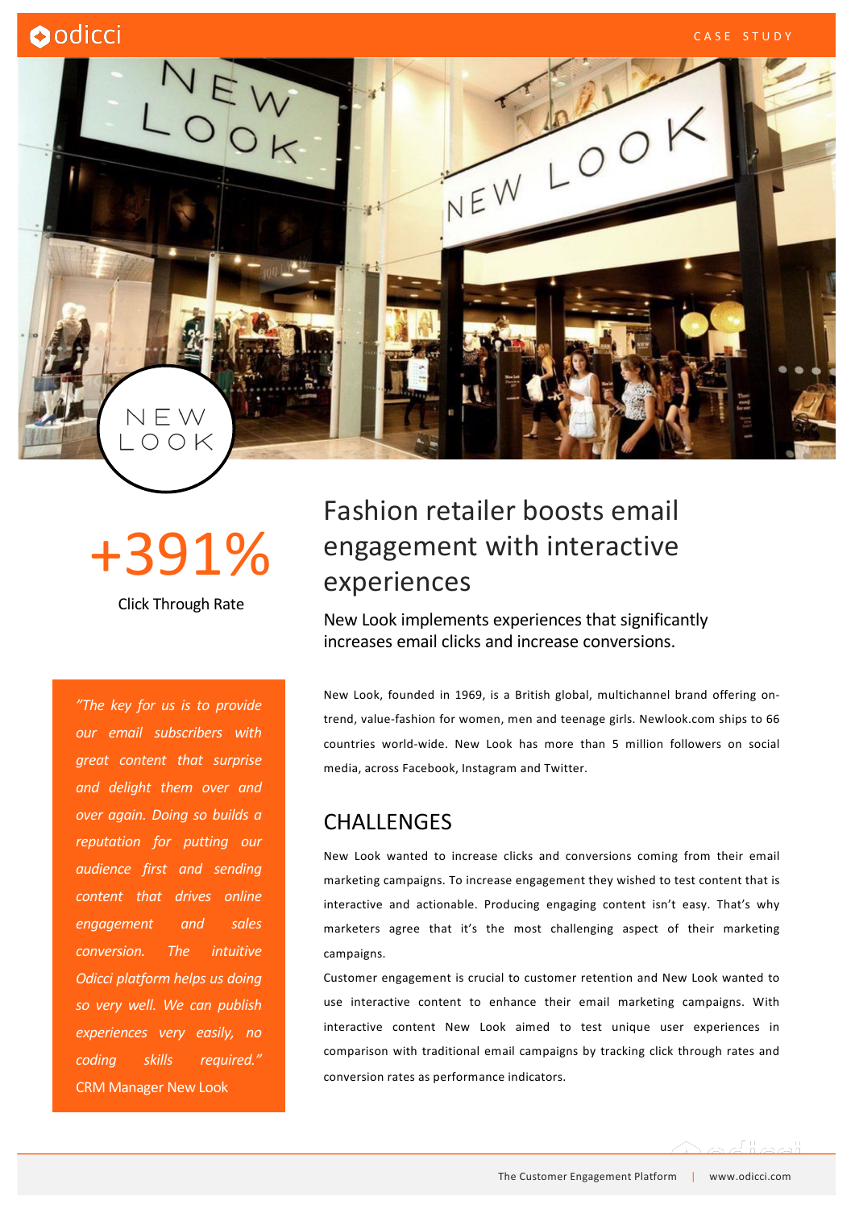CASE STUDY

# Fashion retailer boosts email engagement with interactive experiences

New Look implements experiences that significantly increases email clicks and increase conversions.

**+391%**

Click Through Rate

> *"The key for us is to provide our email subscribers with great content that surprise and delight them over and over again. Doing so builds a reputation for putting our audience first and sending content that drives online engagement and sales conversion. The intuitive Odicci platform helps us doing so very well. We can publish experiences very easily, no coding skills required."*
>
> CRM Manager New Look

New Look, founded in 1969, is a British global, multichannel brand offering on-trend, value-fashion for women, men and teenage girls. Newlook.com ships to 66 countries world-wide. New Look has more than 5 million followers on social media, across Facebook, Instagram and Twitter.

## CHALLENGES

New Look wanted to increase clicks and conversions coming from their email marketing campaigns. To increase engagement they wished to test content that is interactive and actionable. Producing engaging content isn't easy. That's why marketers agree that it's the most challenging aspect of their marketing campaigns.

Customer engagement is crucial to customer retention and New Look wanted to use interactive content to enhance their email marketing campaigns. With interactive content New Look aimed to test unique user experiences in comparison with traditional email campaigns by tracking click through rates and conversion rates as performance indicators.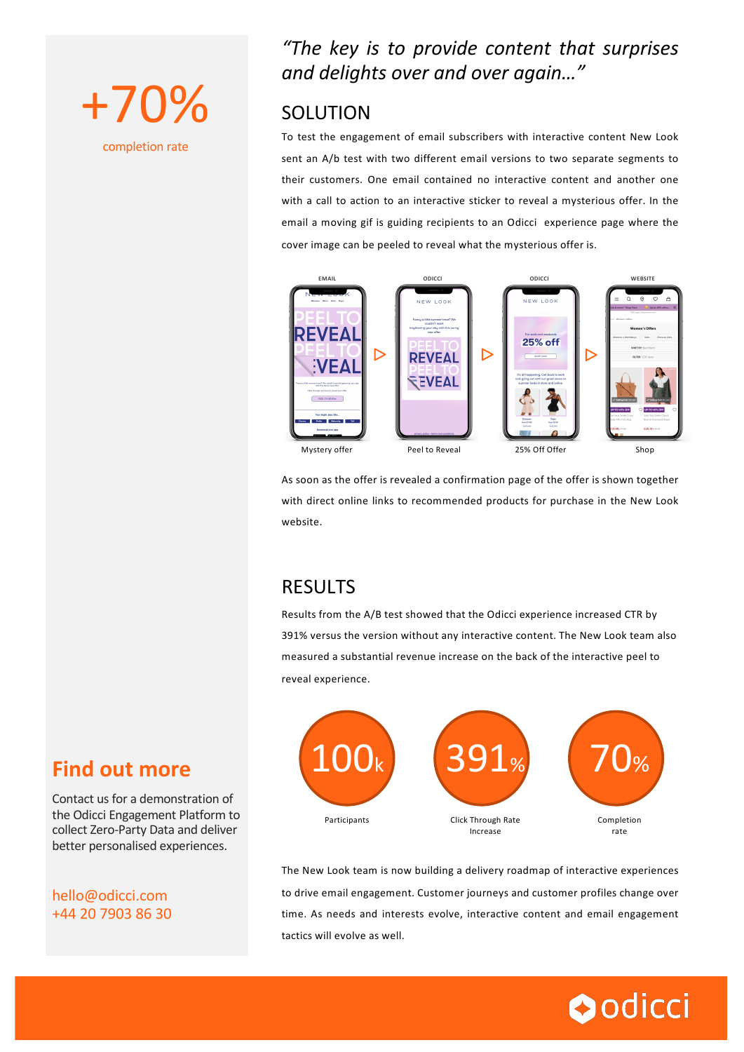+70%

completion rate

*"The key is to provide content that surprises and delights over and over again…"*

## SOLUTION

To test the engagement of email subscribers with interactive content New Look sent an A/b test with two different email versions to two separate segments to their customers. One email contained no interactive content and another one with a call to action to an interactive sticker to reveal a mysterious offer. In the email a moving gif is guiding recipients to an Odicci experience page where the cover image can be peeled to reveal what the mysterious offer is.

EMAIL ODICCI ODICCI WEBSITE

Mystery offer Peel to Reveal 25% Off Offer Shop

As soon as the offer is revealed a confirmation page of the offer is shown together with direct online links to recommended products for purchase in the New Look website.

## RESULTS

Results from the A/B test showed that the Odicci experience increased CTR by 391% versus the version without any interactive content. The New Look team also measured a substantial revenue increase on the back of the interactive peel to reveal experience.

100k
Participants

391%
Click Through Rate Increase

70%
Completion rate

The New Look team is now building a delivery roadmap of interactive experiences to drive email engagement. Customer journeys and customer profiles change over time. As needs and interests evolve, interactive content and email engagement tactics will evolve as well.

## Find out more

Contact us for a demonstration of the Odicci Engagement Platform to collect Zero-Party Data and deliver better personalised experiences.

hello@odicci.com
+44 20 7903 86 30

odicci